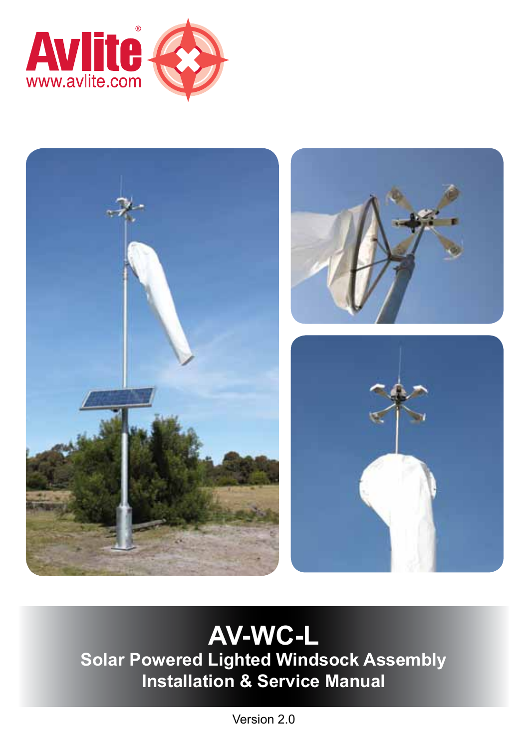Avlite®
www.avlite.com

# AV-WC-L

## Solar Powered Lighted Windsock Assembly
## Installation & Service Manual

Version 2.0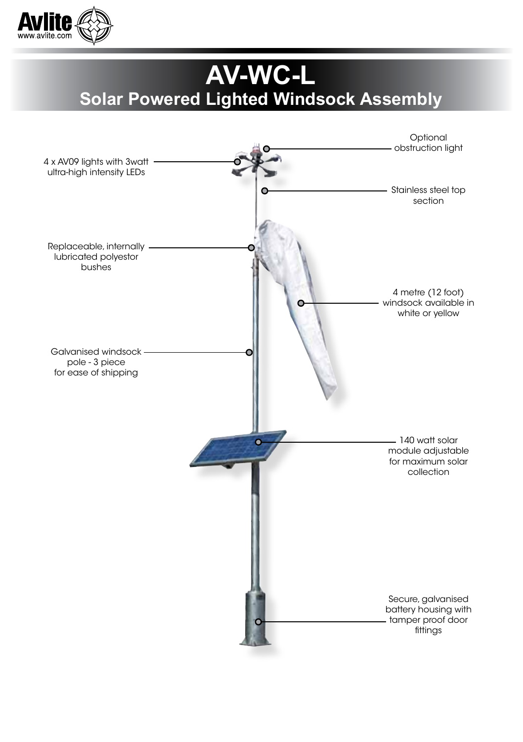# AV-WC-L

## Solar Powered Lighted Windsock Assembly

- 4 x AV09 lights with 3watt ultra-high intensity LEDs
- Optional obstruction light
- Stainless steel top section
- Replaceable, internally lubricated polyestor bushes
- 4 metre (12 foot) windsock available in white or yellow
- Galvanised windsock pole - 3 piece for ease of shipping
- 140 watt solar module adjustable for maximum solar collection
- Secure, galvanised battery housing with tamper proof door fittings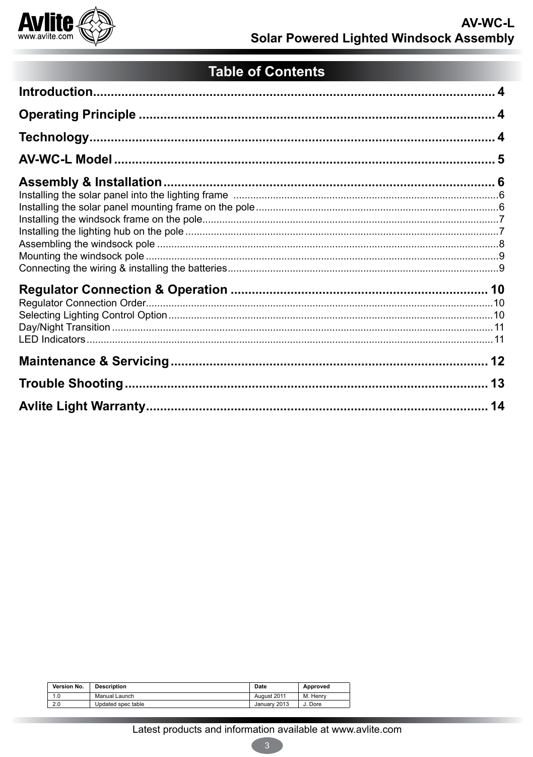# Table of Contents

**Introduction** .......... 4

**Operating Principle** .......... 4

**Technology** .......... 4

**AV-WC-L Model** .......... 5

**Assembly & Installation** .......... 6

- Installing the solar panel into the lighting frame .......... 6
- Installing the solar panel mounting frame on the pole .......... 6
- Installing the windsock frame on the pole .......... 7
- Installing the lighting hub on the pole .......... 7
- Assembling the windsock pole .......... 8
- Mounting the windsock pole .......... 9
- Connecting the wiring & installing the batteries .......... 9

**Regulator Connection & Operation** .......... 10

- Regulator Connection Order .......... 10
- Selecting Lighting Control Option .......... 10
- Day/Night Transition .......... 11
- LED Indicators .......... 11

**Maintenance & Servicing** .......... 12

**Trouble Shooting** .......... 13

**Avlite Light Warranty** .......... 14

| Version No. | Description | Date | Approved |
| --- | --- | --- | --- |
| 1.0 | Manual Launch | August 2011 | M. Henry |
| 2.0 | Updated spec table | January 2013 | J. Dore |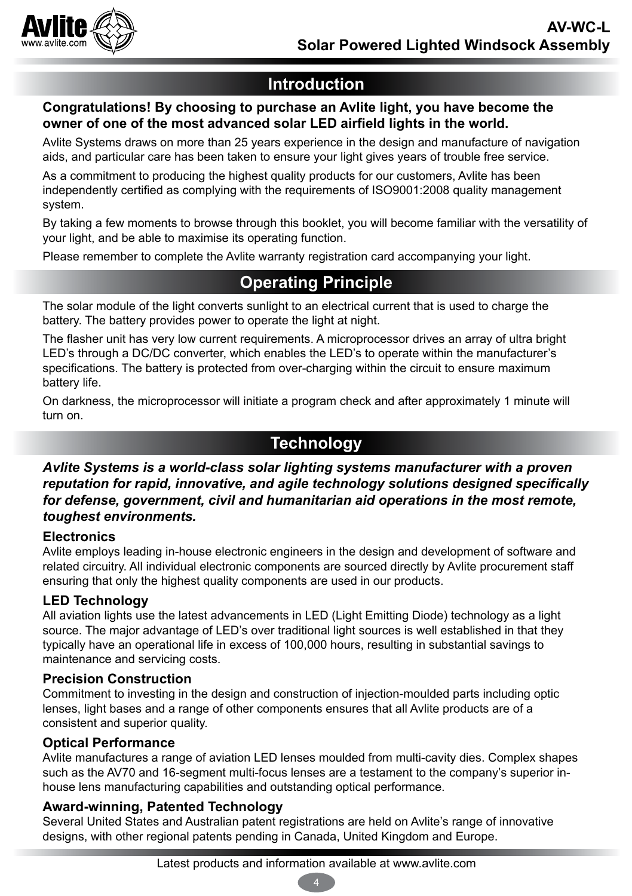## Introduction

**Congratulations! By choosing to purchase an Avlite light, you have become the owner of one of the most advanced solar LED airfield lights in the world.**

Avlite Systems draws on more than 25 years experience in the design and manufacture of navigation aids, and particular care has been taken to ensure your light gives years of trouble free service.

As a commitment to producing the highest quality products for our customers, Avlite has been independently certified as complying with the requirements of ISO9001:2008 quality management system.

By taking a few moments to browse through this booklet, you will become familiar with the versatility of your light, and be able to maximise its operating function.

Please remember to complete the Avlite warranty registration card accompanying your light.

## Operating Principle

The solar module of the light converts sunlight to an electrical current that is used to charge the battery. The battery provides power to operate the light at night.

The flasher unit has very low current requirements. A microprocessor drives an array of ultra bright LED's through a DC/DC converter, which enables the LED's to operate within the manufacturer's specifications. The battery is protected from over-charging within the circuit to ensure maximum battery life.

On darkness, the microprocessor will initiate a program check and after approximately 1 minute will turn on.

## Technology

***Avlite Systems is a world-class solar lighting systems manufacturer with a proven reputation for rapid, innovative, and agile technology solutions designed specifically for defense, government, civil and humanitarian aid operations in the most remote, toughest environments.***

### Electronics

Avlite employs leading in-house electronic engineers in the design and development of software and related circuitry. All individual electronic components are sourced directly by Avlite procurement staff ensuring that only the highest quality components are used in our products.

### LED Technology

All aviation lights use the latest advancements in LED (Light Emitting Diode) technology as a light source. The major advantage of LED's over traditional light sources is well established in that they typically have an operational life in excess of 100,000 hours, resulting in substantial savings to maintenance and servicing costs.

### Precision Construction

Commitment to investing in the design and construction of injection-moulded parts including optic lenses, light bases and a range of other components ensures that all Avlite products are of a consistent and superior quality.

### Optical Performance

Avlite manufactures a range of aviation LED lenses moulded from multi-cavity dies. Complex shapes such as the AV70 and 16-segment multi-focus lenses are a testament to the company's superior in-house lens manufacturing capabilities and outstanding optical performance.

### Award-winning, Patented Technology

Several United States and Australian patent registrations are held on Avlite's range of innovative designs, with other regional patents pending in Canada, United Kingdom and Europe.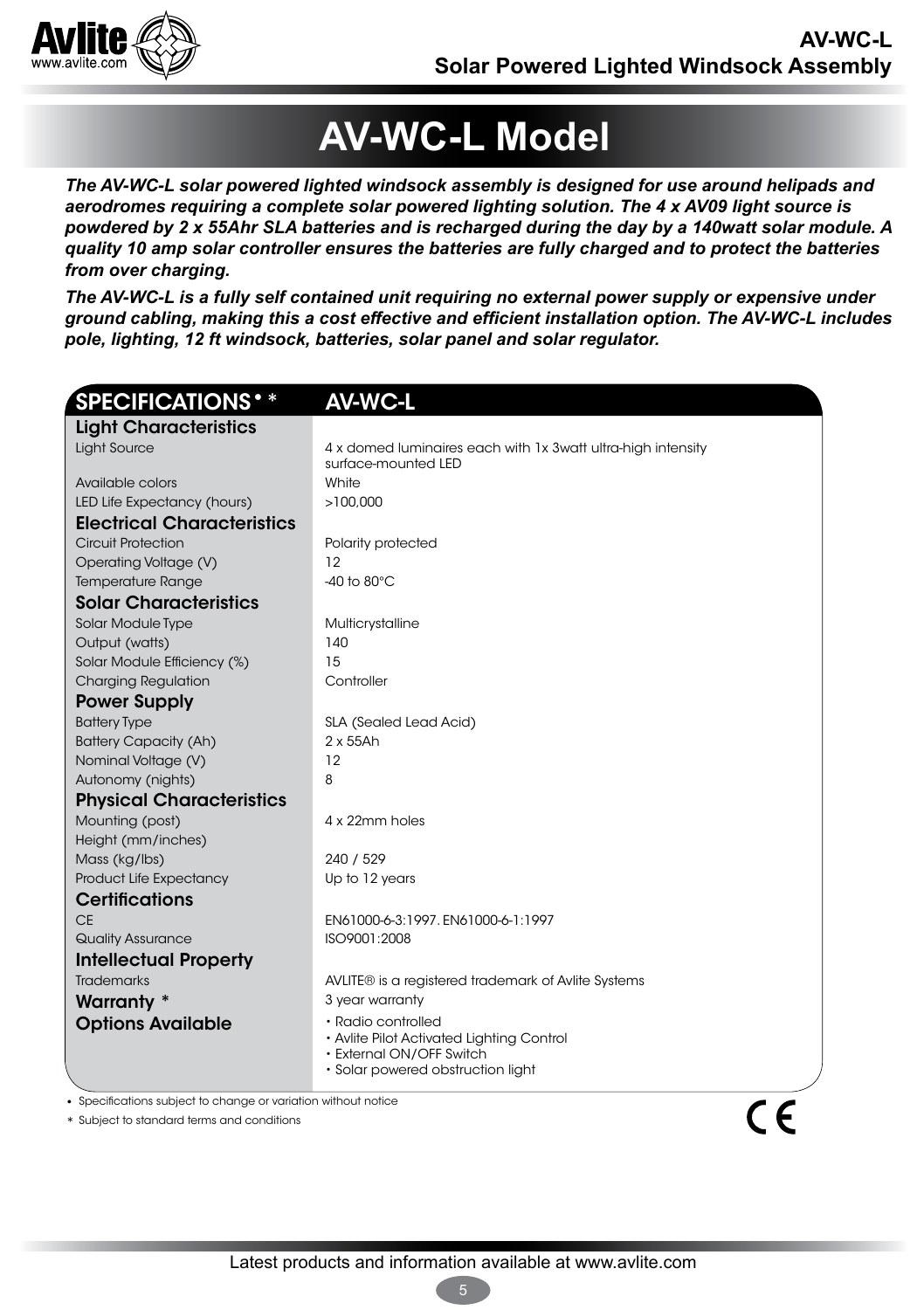# AV-WC-L Model

***The AV-WC-L solar powered lighted windsock assembly is designed for use around helipads and aerodromes requiring a complete solar powered lighting solution. The 4 x AV09 light source is powdered by 2 x 55Ahr SLA batteries and is recharged during the day by a 140watt solar module. A quality 10 amp solar controller ensures the batteries are fully charged and to protect the batteries from over charging.***

***The AV-WC-L is a fully self contained unit requiring no external power supply or expensive under ground cabling, making this a cost effective and efficient installation option. The AV-WC-L includes pole, lighting, 12 ft windsock, batteries, solar panel and solar regulator.***

| SPECIFICATIONS • * | AV-WC-L |
|---|---|
| **Light Characteristics** | |
| Light Source | 4 x domed luminaires each with 1x 3watt ultra-high intensity surface-mounted LED |
| Available colors | White |
| LED Life Expectancy (hours) | >100,000 |
| **Electrical Characteristics** | |
| Circuit Protection | Polarity protected |
| Operating Voltage (V) | 12 |
| Temperature Range | -40 to 80°C |
| **Solar Characteristics** | |
| Solar Module Type | Multicrystalline |
| Output (watts) | 140 |
| Solar Module Efficiency (%) | 15 |
| Charging Regulation | Controller |
| **Power Supply** | |
| Battery Type | SLA (Sealed Lead Acid) |
| Battery Capacity (Ah) | 2 x 55Ah |
| Nominal Voltage (V) | 12 |
| Autonomy (nights) | 8 |
| **Physical Characteristics** | |
| Mounting (post) | 4 x 22mm holes |
| Height (mm/inches) | |
| Mass (kg/lbs) | 240 / 529 |
| Product Life Expectancy | Up to 12 years |
| **Certifications** | |
| CE | EN61000-6-3:1997. EN61000-6-1:1997 |
| Quality Assurance | ISO9001:2008 |
| **Intellectual Property** | |
| Trademarks | AVLITE® is a registered trademark of Avlite Systems |
| **Warranty *** | 3 year warranty |
| **Options Available** | • Radio controlled<br>• Avlite Pilot Activated Lighting Control<br>• External ON/OFF Switch<br>• Solar powered obstruction light |

• Specifications subject to change or variation without notice

* Subject to standard terms and conditions

Latest products and information available at www.avlite.com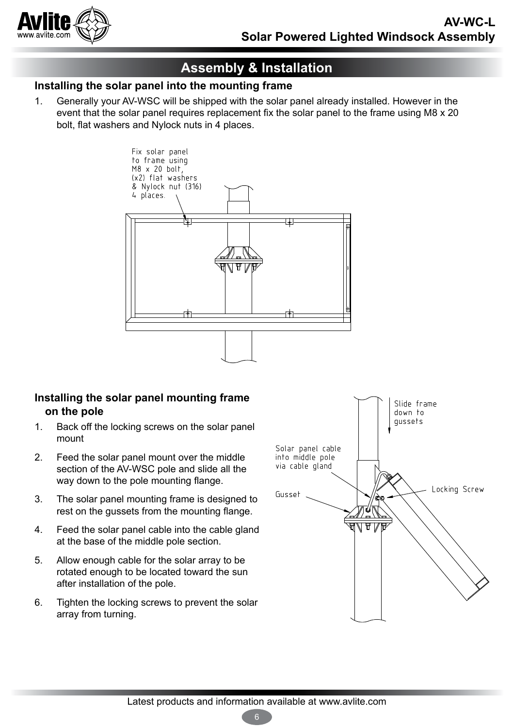## Assembly & Installation

### Installing the solar panel into the mounting frame

1. Generally your AV-WSC will be shipped with the solar panel already installed. However in the event that the solar panel requires replacement fix the solar panel to the frame using M8 x 20 bolt, flat washers and Nylock nuts in 4 places.

Fix solar panel to frame using M8 x 20 bolt, (x2) flat washers & Nylock nut (316) 4 places.

### Installing the solar panel mounting frame on the pole

1. Back off the locking screws on the solar panel mount
2. Feed the solar panel mount over the middle section of the AV-WSC pole and slide all the way down to the pole mounting flange.
3. The solar panel mounting frame is designed to rest on the gussets from the mounting flange.
4. Feed the solar panel cable into the cable gland at the base of the middle pole section.
5. Allow enough cable for the solar array to be rotated enough to be located toward the sun after installation of the pole.
6. Tighten the locking screws to prevent the solar array from turning.

Slide frame down to gussets

Solar panel cable into middle pole via cable gland

Gusset

Locking Screw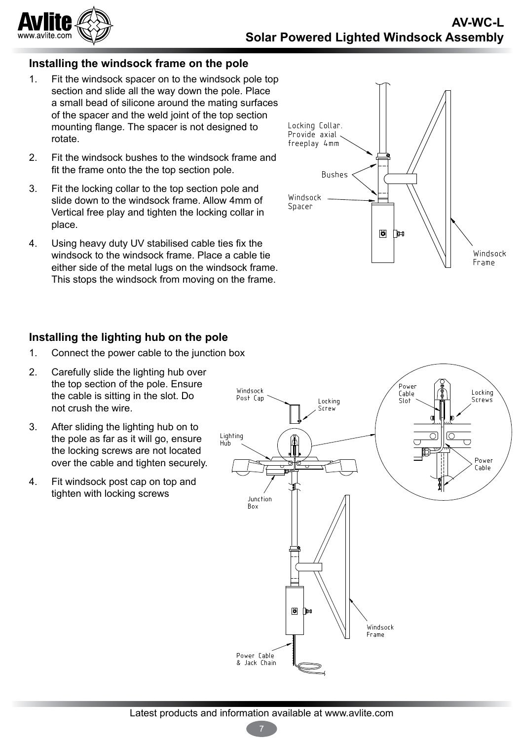## Installing the windsock frame on the pole

1. Fit the windsock spacer on to the windsock pole top section and slide all the way down the pole. Place a small bead of silicone around the mating surfaces of the spacer and the weld joint of the top section mounting flange. The spacer is not designed to rotate.
2. Fit the windsock bushes to the windsock frame and fit the frame onto the the top section pole.
3. Fit the locking collar to the top section pole and slide down to the windsock frame. Allow 4mm of Vertical free play and tighten the locking collar in place.
4. Using heavy duty UV stabilised cable ties fix the windsock to the windsock frame. Place a cable tie either side of the metal lugs on the windsock frame. This stops the windsock from moving on the frame.

## Installing the lighting hub on the pole

1. Connect the power cable to the junction box
2. Carefully slide the lighting hub over the top section of the pole. Ensure the cable is sitting in the slot. Do not crush the wire.
3. After sliding the lighting hub on to the pole as far as it will go, ensure the locking screws are not located over the cable and tighten securely.
4. Fit windsock post cap on top and tighten with locking screws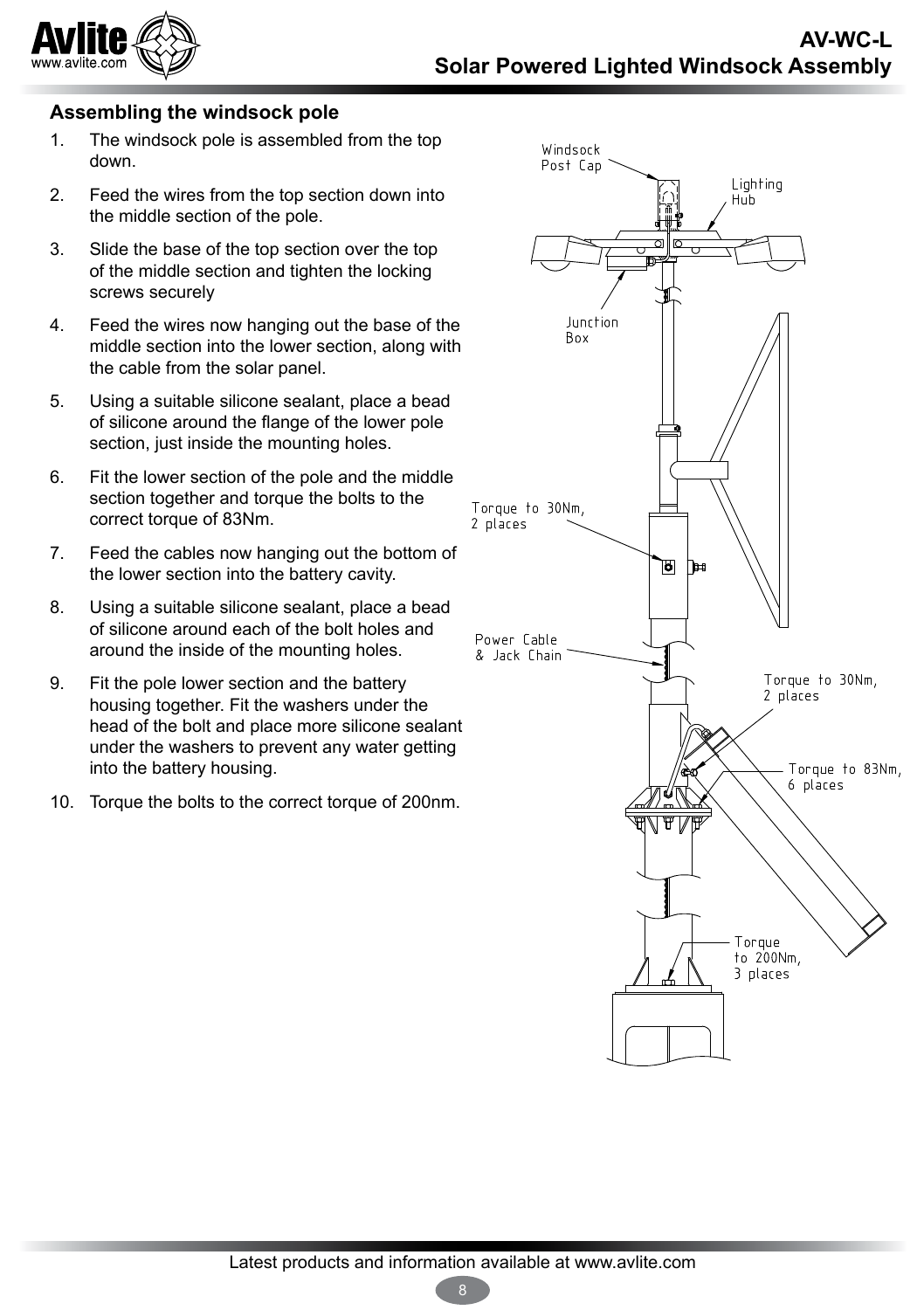## Assembling the windsock pole

1. The windsock pole is assembled from the top down.
2. Feed the wires from the top section down into the middle section of the pole.
3. Slide the base of the top section over the top of the middle section and tighten the locking screws securely
4. Feed the wires now hanging out the base of the middle section into the lower section, along with the cable from the solar panel.
5. Using a suitable silicone sealant, place a bead of silicone around the flange of the lower pole section, just inside the mounting holes.
6. Fit the lower section of the pole and the middle section together and torque the bolts to the correct torque of 83Nm.
7. Feed the cables now hanging out the bottom of the lower section into the battery cavity.
8. Using a suitable silicone sealant, place a bead of silicone around each of the bolt holes and around the inside of the mounting holes.
9. Fit the pole lower section and the battery housing together. Fit the washers under the head of the bolt and place more silicone sealant under the washers to prevent any water getting into the battery housing.
10. Torque the bolts to the correct torque of 200nm.

Windsock Post Cap

Lighting Hub

Junction Box

Torque to 30Nm, 2 places

Power Cable & Jack Chain

Torque to 30Nm, 2 places

Torque to 83Nm, 6 places

Torque to 200Nm, 3 places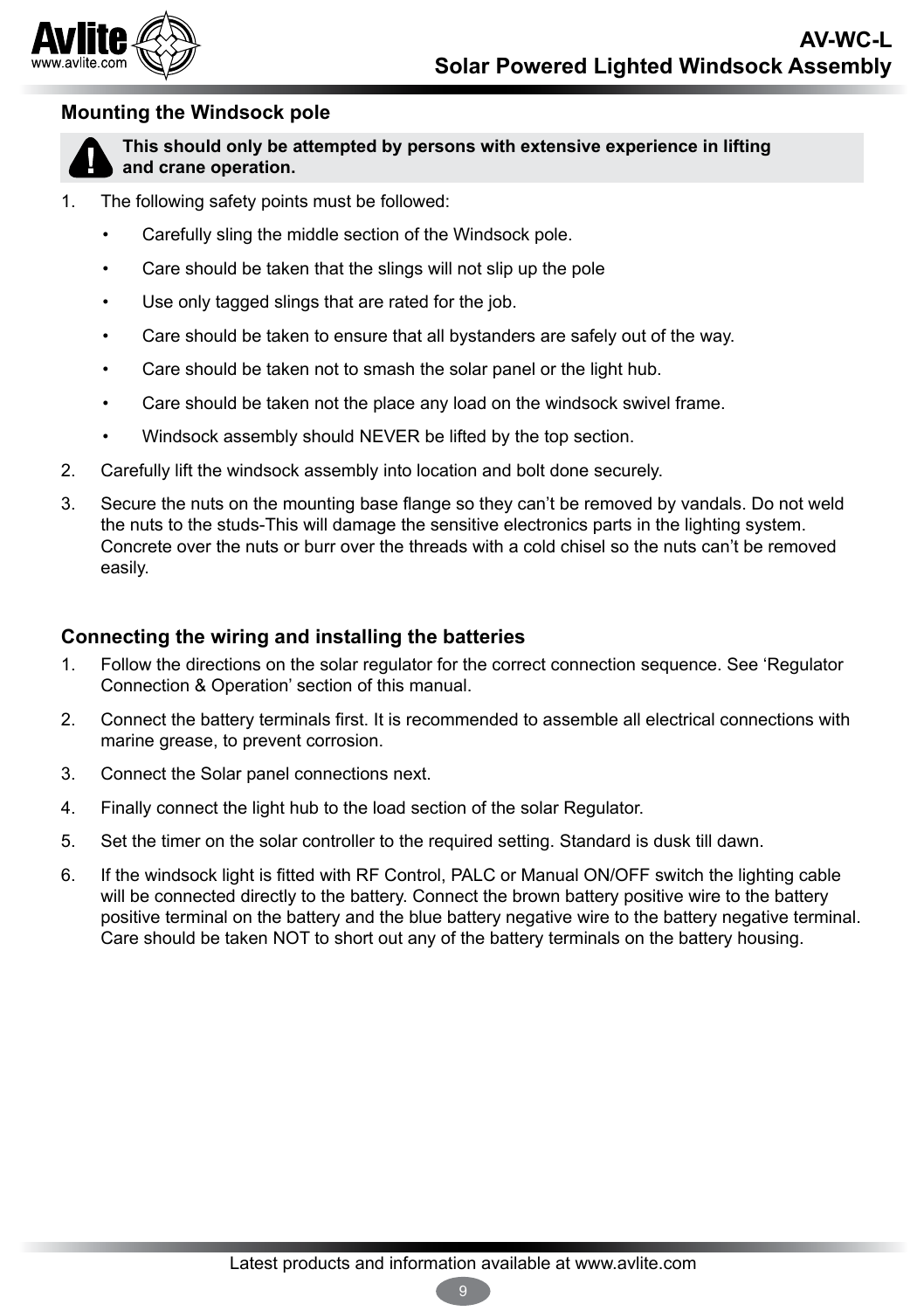## Mounting the Windsock pole

> **This should only be attempted by persons with extensive experience in lifting and crane operation.**

1. The following safety points must be followed:
   - Carefully sling the middle section of the Windsock pole.
   - Care should be taken that the slings will not slip up the pole
   - Use only tagged slings that are rated for the job.
   - Care should be taken to ensure that all bystanders are safely out of the way.
   - Care should be taken not to smash the solar panel or the light hub.
   - Care should be taken not the place any load on the windsock swivel frame.
   - Windsock assembly should NEVER be lifted by the top section.
2. Carefully lift the windsock assembly into location and bolt done securely.
3. Secure the nuts on the mounting base flange so they can’t be removed by vandals. Do not weld the nuts to the studs-This will damage the sensitive electronics parts in the lighting system. Concrete over the nuts or burr over the threads with a cold chisel so the nuts can’t be removed easily.

## Connecting the wiring and installing the batteries

1. Follow the directions on the solar regulator for the correct connection sequence. See ‘Regulator Connection & Operation’ section of this manual.
2. Connect the battery terminals first. It is recommended to assemble all electrical connections with marine grease, to prevent corrosion.
3. Connect the Solar panel connections next.
4. Finally connect the light hub to the load section of the solar Regulator.
5. Set the timer on the solar controller to the required setting. Standard is dusk till dawn.
6. If the windsock light is fitted with RF Control, PALC or Manual ON/OFF switch the lighting cable will be connected directly to the battery. Connect the brown battery positive wire to the battery positive terminal on the battery and the blue battery negative wire to the battery negative terminal. Care should be taken NOT to short out any of the battery terminals on the battery housing.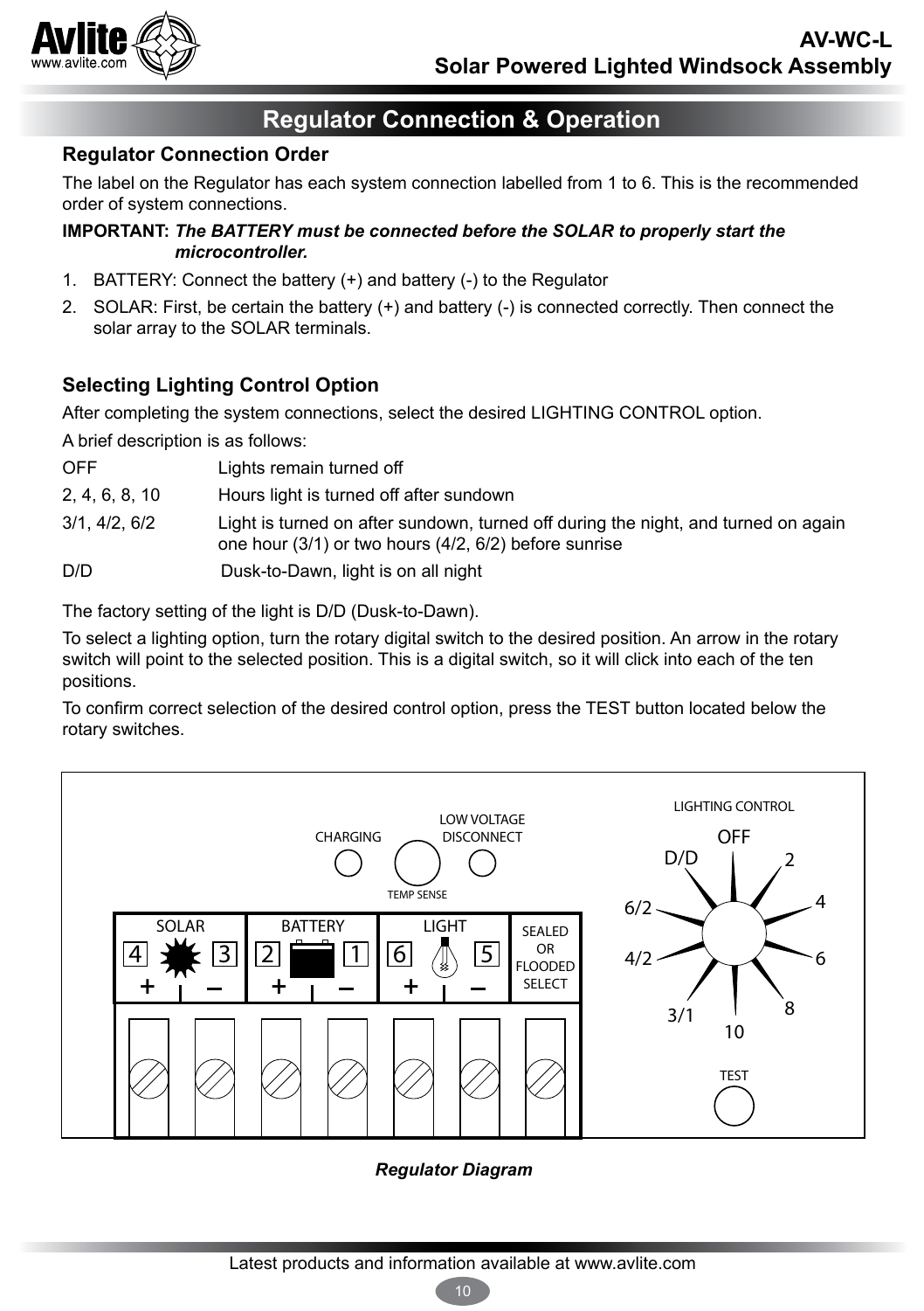## Regulator Connection & Operation

### Regulator Connection Order

The label on the Regulator has each system connection labelled from 1 to 6. This is the recommended order of system connections.

**IMPORTANT:** ***The BATTERY must be connected before the SOLAR to properly start the microcontroller.***

1. BATTERY: Connect the battery (+) and battery (-) to the Regulator
2. SOLAR: First, be certain the battery (+) and battery (-) is connected correctly. Then connect the solar array to the SOLAR terminals.

### Selecting Lighting Control Option

After completing the system connections, select the desired LIGHTING CONTROL option.

A brief description is as follows:

| | |
|---|---|
| OFF | Lights remain turned off |
| 2, 4, 6, 8, 10 | Hours light is turned off after sundown |
| 3/1, 4/2, 6/2 | Light is turned on after sundown, turned off during the night, and turned on again one hour (3/1) or two hours (4/2, 6/2) before sunrise |
| D/D | Dusk-to-Dawn, light is on all night |

The factory setting of the light is D/D (Dusk-to-Dawn).

To select a lighting option, turn the rotary digital switch to the desired position. An arrow in the rotary switch will point to the selected position. This is a digital switch, so it will click into each of the ten positions.

To confirm correct selection of the desired control option, press the TEST button located below the rotary switches.

CHARGING | LOW VOLTAGE DISCONNECT | TEMP SENSE | LIGHTING CONTROL | OFF | 2 | 4 | 6 | 8 | 10 | 3/1 | 4/2 | 6/2 | D/D | TEST

SOLAR 4 + 3 – | BATTERY 2 + 1 – | LIGHT 6 + 5 – | SEALED OR FLOODED SELECT

*Regulator Diagram*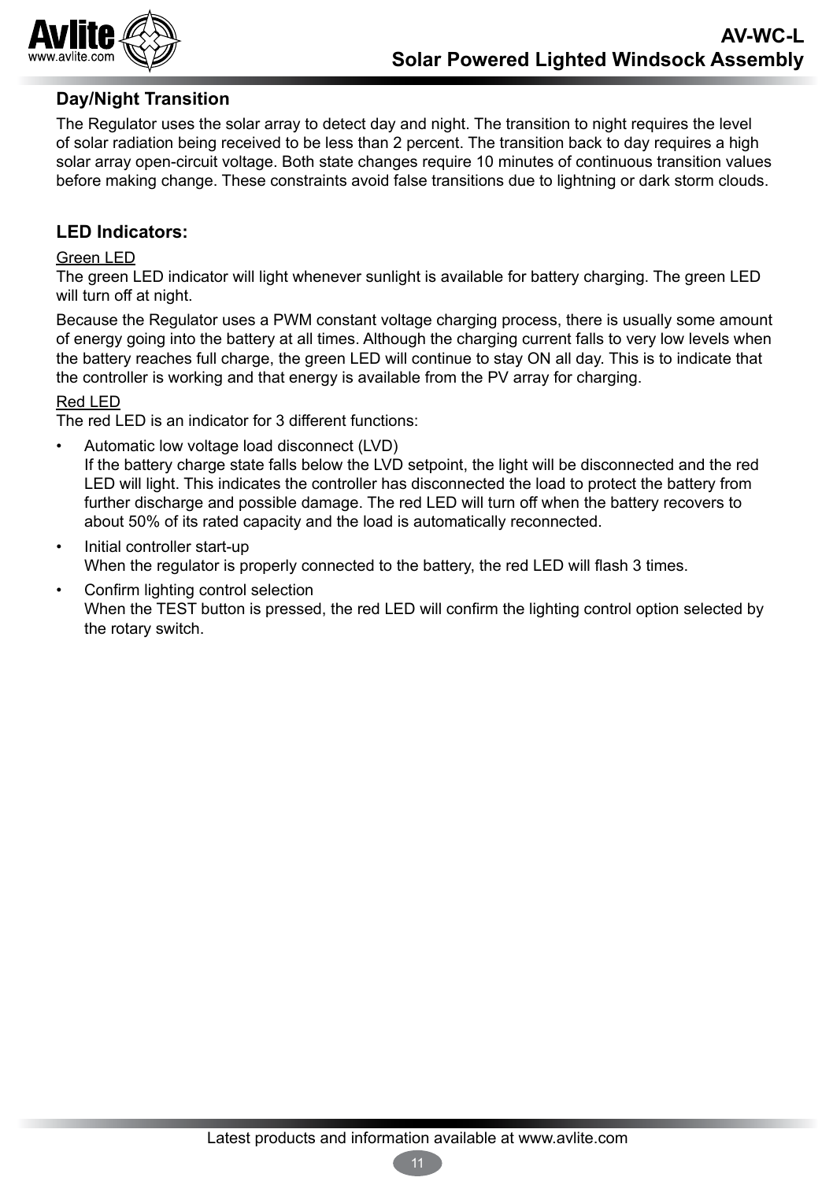## Day/Night Transition

The Regulator uses the solar array to detect day and night. The transition to night requires the level of solar radiation being received to be less than 2 percent. The transition back to day requires a high solar array open-circuit voltage. Both state changes require 10 minutes of continuous transition values before making change. These constraints avoid false transitions due to lightning or dark storm clouds.

## LED Indicators:

Green LED

The green LED indicator will light whenever sunlight is available for battery charging. The green LED will turn off at night.

Because the Regulator uses a PWM constant voltage charging process, there is usually some amount of energy going into the battery at all times. Although the charging current falls to very low levels when the battery reaches full charge, the green LED will continue to stay ON all day. This is to indicate that the controller is working and that energy is available from the PV array for charging.

Red LED

The red LED is an indicator for 3 different functions:

- Automatic low voltage load disconnect (LVD)
  If the battery charge state falls below the LVD setpoint, the light will be disconnected and the red LED will light. This indicates the controller has disconnected the load to protect the battery from further discharge and possible damage. The red LED will turn off when the battery recovers to about 50% of its rated capacity and the load is automatically reconnected.
- Initial controller start-up
  When the regulator is properly connected to the battery, the red LED will flash 3 times.
- Confirm lighting control selection
  When the TEST button is pressed, the red LED will confirm the lighting control option selected by the rotary switch.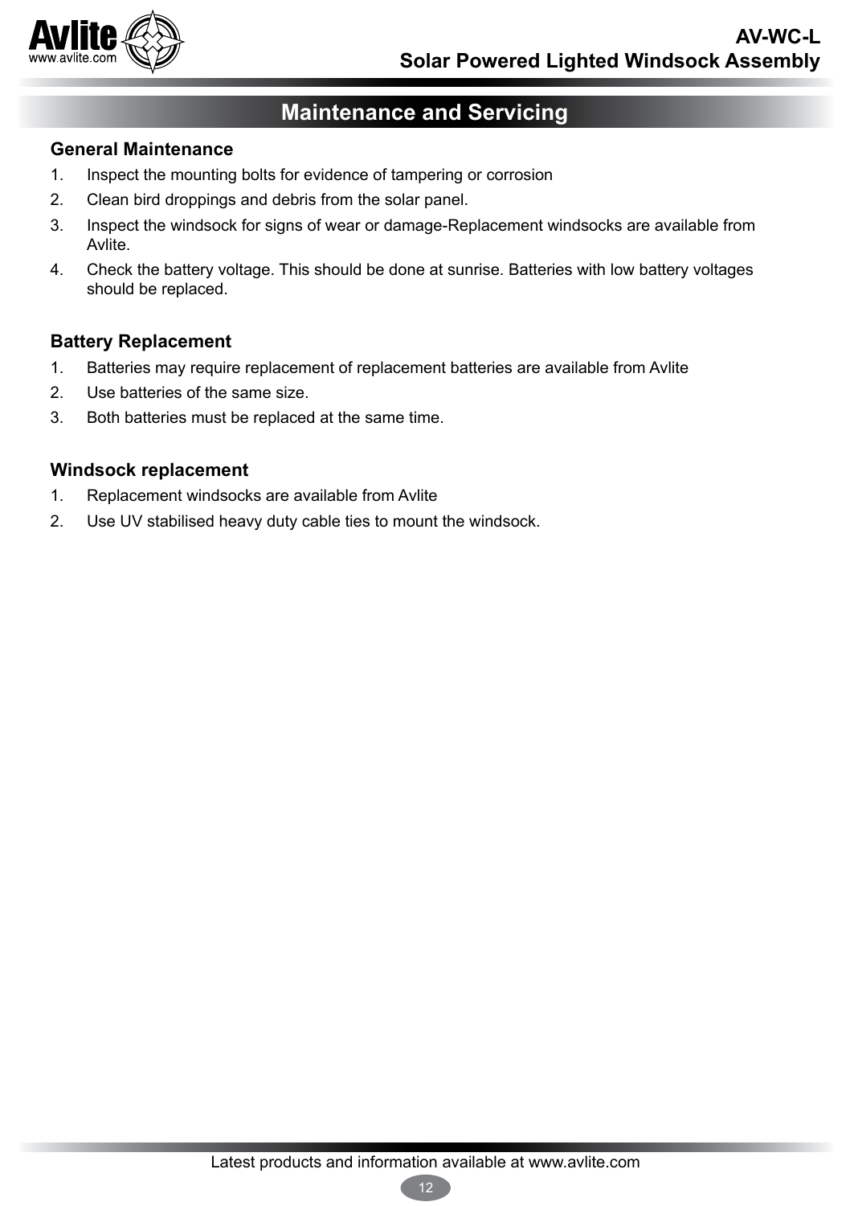# Maintenance and Servicing

## General Maintenance

1. Inspect the mounting bolts for evidence of tampering or corrosion
2. Clean bird droppings and debris from the solar panel.
3. Inspect the windsock for signs of wear or damage-Replacement windsocks are available from Avlite.
4. Check the battery voltage. This should be done at sunrise. Batteries with low battery voltages should be replaced.

## Battery Replacement

1. Batteries may require replacement of replacement batteries are available from Avlite
2. Use batteries of the same size.
3. Both batteries must be replaced at the same time.

## Windsock replacement

1. Replacement windsocks are available from Avlite
2. Use UV stabilised heavy duty cable ties to mount the windsock.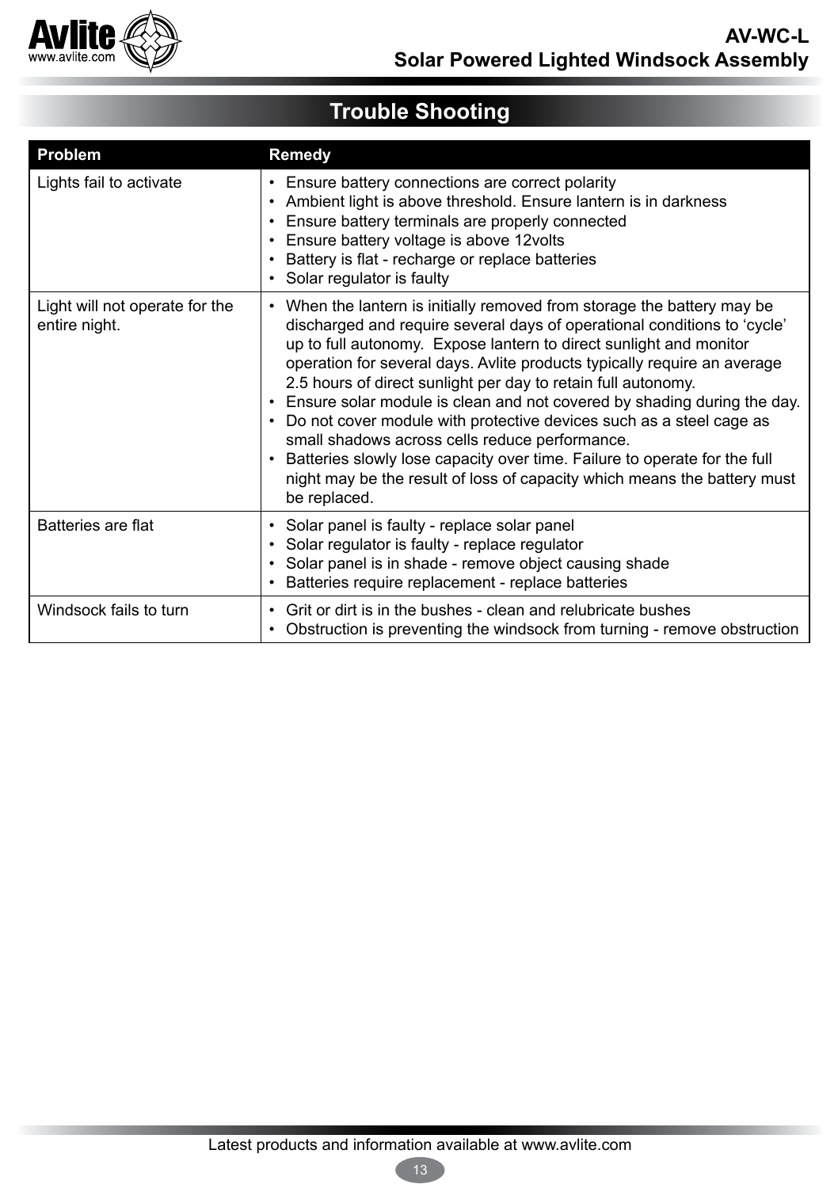## Trouble Shooting

| Problem | Remedy |
|---|---|
| Lights fail to activate | • Ensure battery connections are correct polarity<br>• Ambient light is above threshold. Ensure lantern is in darkness<br>• Ensure battery terminals are properly connected<br>• Ensure battery voltage is above 12volts<br>• Battery is flat - recharge or replace batteries<br>• Solar regulator is faulty |
| Light will not operate for the entire night. | • When the lantern is initially removed from storage the battery may be discharged and require several days of operational conditions to 'cycle' up to full autonomy. Expose lantern to direct sunlight and monitor operation for several days. Avlite products typically require an average 2.5 hours of direct sunlight per day to retain full autonomy.<br>• Ensure solar module is clean and not covered by shading during the day.<br>• Do not cover module with protective devices such as a steel cage as small shadows across cells reduce performance.<br>• Batteries slowly lose capacity over time. Failure to operate for the full night may be the result of loss of capacity which means the battery must be replaced. |
| Batteries are flat | • Solar panel is faulty - replace solar panel<br>• Solar regulator is faulty - replace regulator<br>• Solar panel is in shade - remove object causing shade<br>• Batteries require replacement - replace batteries |
| Windsock fails to turn | • Grit or dirt is in the bushes - clean and relubricate bushes<br>• Obstruction is preventing the windsock from turning - remove obstruction |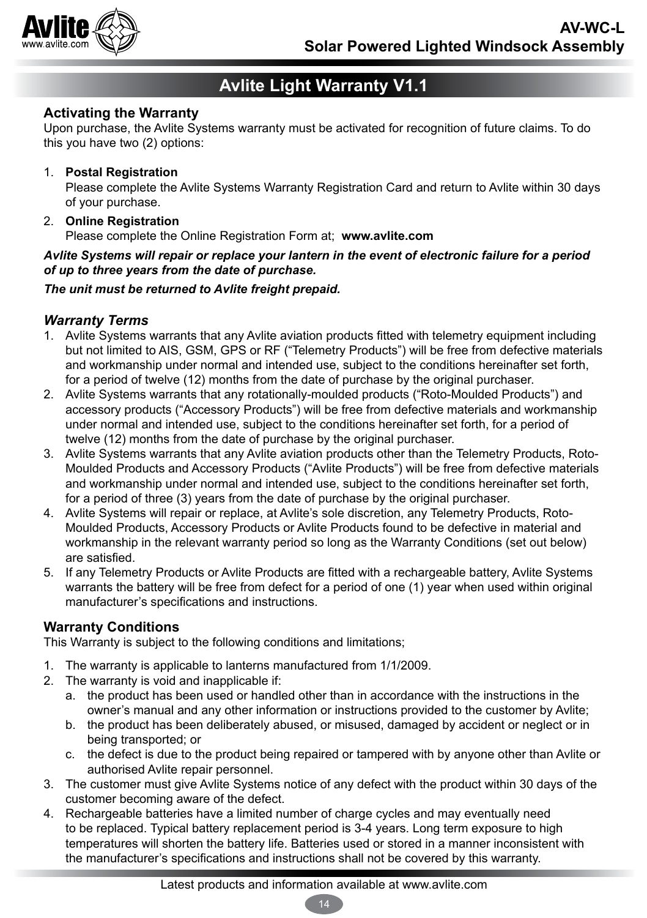# Avlite Light Warranty V1.1

## Activating the Warranty

Upon purchase, the Avlite Systems warranty must be activated for recognition of future claims. To do this you have two (2) options:

1. **Postal Registration**
   Please complete the Avlite Systems Warranty Registration Card and return to Avlite within 30 days of your purchase.
2. **Online Registration**
   Please complete the Online Registration Form at; **www.avlite.com**

***Avlite Systems will repair or replace your lantern in the event of electronic failure for a period of up to three years from the date of purchase.***

***The unit must be returned to Avlite freight prepaid.***

## *Warranty Terms*

1. Avlite Systems warrants that any Avlite aviation products fitted with telemetry equipment including but not limited to AIS, GSM, GPS or RF (“Telemetry Products”) will be free from defective materials and workmanship under normal and intended use, subject to the conditions hereinafter set forth, for a period of twelve (12) months from the date of purchase by the original purchaser.
2. Avlite Systems warrants that any rotationally-moulded products (“Roto-Moulded Products”) and accessory products (“Accessory Products”) will be free from defective materials and workmanship under normal and intended use, subject to the conditions hereinafter set forth, for a period of twelve (12) months from the date of purchase by the original purchaser.
3. Avlite Systems warrants that any Avlite aviation products other than the Telemetry Products, Roto-Moulded Products and Accessory Products (“Avlite Products”) will be free from defective materials and workmanship under normal and intended use, subject to the conditions hereinafter set forth, for a period of three (3) years from the date of purchase by the original purchaser.
4. Avlite Systems will repair or replace, at Avlite’s sole discretion, any Telemetry Products, Roto-Moulded Products, Accessory Products or Avlite Products found to be defective in material and workmanship in the relevant warranty period so long as the Warranty Conditions (set out below) are satisfied.
5. If any Telemetry Products or Avlite Products are fitted with a rechargeable battery, Avlite Systems warrants the battery will be free from defect for a period of one (1) year when used within original manufacturer’s specifications and instructions.

## Warranty Conditions

This Warranty is subject to the following conditions and limitations;

1. The warranty is applicable to lanterns manufactured from 1/1/2009.
2. The warranty is void and inapplicable if:
   a. the product has been used or handled other than in accordance with the instructions in the owner’s manual and any other information or instructions provided to the customer by Avlite;
   b. the product has been deliberately abused, or misused, damaged by accident or neglect or in being transported; or
   c. the defect is due to the product being repaired or tampered with by anyone other than Avlite or authorised Avlite repair personnel.
3. The customer must give Avlite Systems notice of any defect with the product within 30 days of the customer becoming aware of the defect.
4. Rechargeable batteries have a limited number of charge cycles and may eventually need to be replaced. Typical battery replacement period is 3-4 years. Long term exposure to high temperatures will shorten the battery life. Batteries used or stored in a manner inconsistent with the manufacturer’s specifications and instructions shall not be covered by this warranty.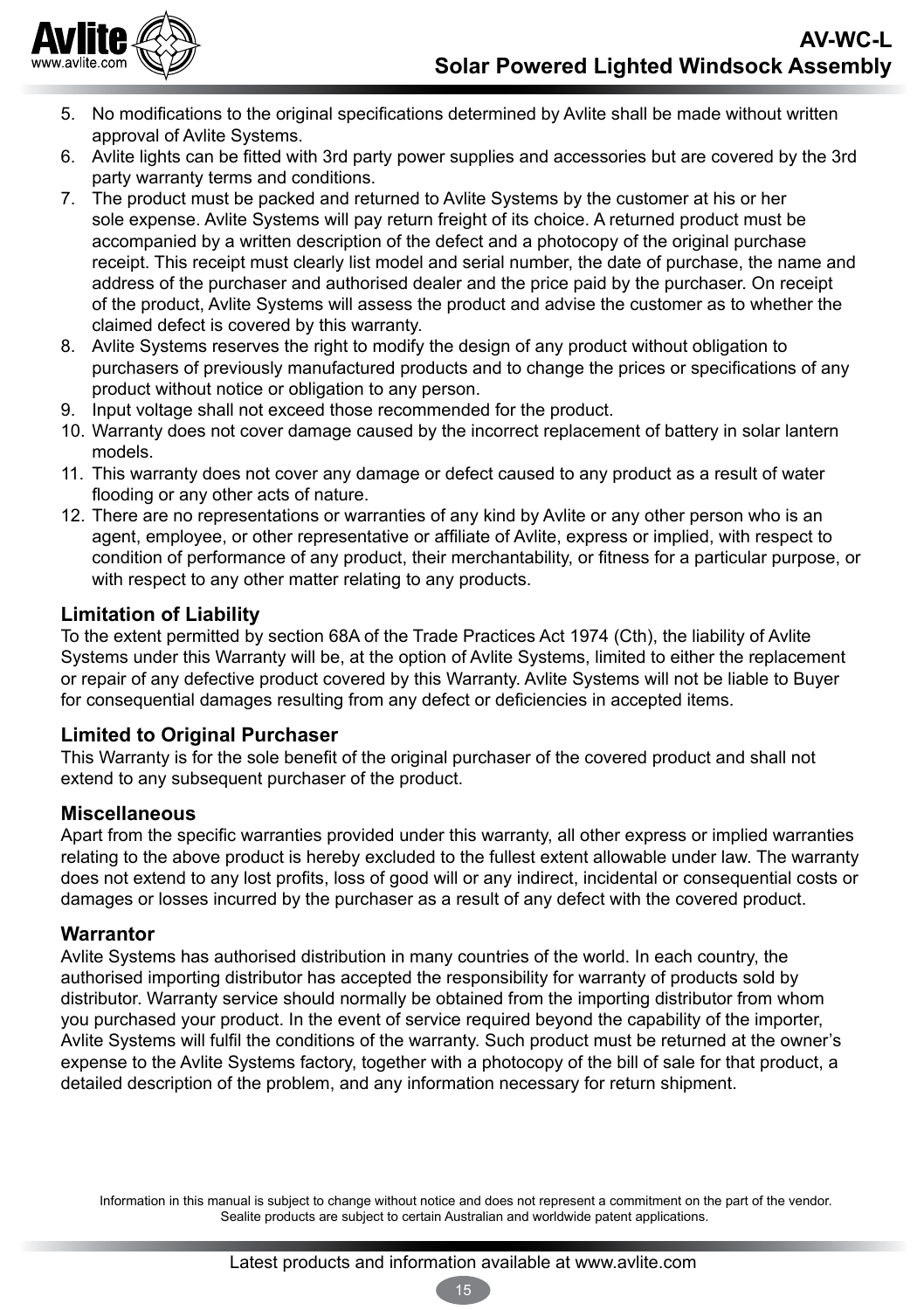5. No modifications to the original specifications determined by Avlite shall be made without written approval of Avlite Systems.
6. Avlite lights can be fitted with 3rd party power supplies and accessories but are covered by the 3rd party warranty terms and conditions.
7. The product must be packed and returned to Avlite Systems by the customer at his or her sole expense. Avlite Systems will pay return freight of its choice. A returned product must be accompanied by a written description of the defect and a photocopy of the original purchase receipt. This receipt must clearly list model and serial number, the date of purchase, the name and address of the purchaser and authorised dealer and the price paid by the purchaser. On receipt of the product, Avlite Systems will assess the product and advise the customer as to whether the claimed defect is covered by this warranty.
8. Avlite Systems reserves the right to modify the design of any product without obligation to purchasers of previously manufactured products and to change the prices or specifications of any product without notice or obligation to any person.
9. Input voltage shall not exceed those recommended for the product.
10. Warranty does not cover damage caused by the incorrect replacement of battery in solar lantern models.
11. This warranty does not cover any damage or defect caused to any product as a result of water flooding or any other acts of nature.
12. There are no representations or warranties of any kind by Avlite or any other person who is an agent, employee, or other representative or affiliate of Avlite, express or implied, with respect to condition of performance of any product, their merchantability, or fitness for a particular purpose, or with respect to any other matter relating to any products.

### Limitation of Liability

To the extent permitted by section 68A of the Trade Practices Act 1974 (Cth), the liability of Avlite Systems under this Warranty will be, at the option of Avlite Systems, limited to either the replacement or repair of any defective product covered by this Warranty. Avlite Systems will not be liable to Buyer for consequential damages resulting from any defect or deficiencies in accepted items.

### Limited to Original Purchaser

This Warranty is for the sole benefit of the original purchaser of the covered product and shall not extend to any subsequent purchaser of the product.

### Miscellaneous

Apart from the specific warranties provided under this warranty, all other express or implied warranties relating to the above product is hereby excluded to the fullest extent allowable under law. The warranty does not extend to any lost profits, loss of good will or any indirect, incidental or consequential costs or damages or losses incurred by the purchaser as a result of any defect with the covered product.

### Warrantor

Avlite Systems has authorised distribution in many countries of the world. In each country, the authorised importing distributor has accepted the responsibility for warranty of products sold by distributor. Warranty service should normally be obtained from the importing distributor from whom you purchased your product. In the event of service required beyond the capability of the importer, Avlite Systems will fulfil the conditions of the warranty. Such product must be returned at the owner's expense to the Avlite Systems factory, together with a photocopy of the bill of sale for that product, a detailed description of the problem, and any information necessary for return shipment.

Information in this manual is subject to change without notice and does not represent a commitment on the part of the vendor.
Sealite products are subject to certain Australian and worldwide patent applications.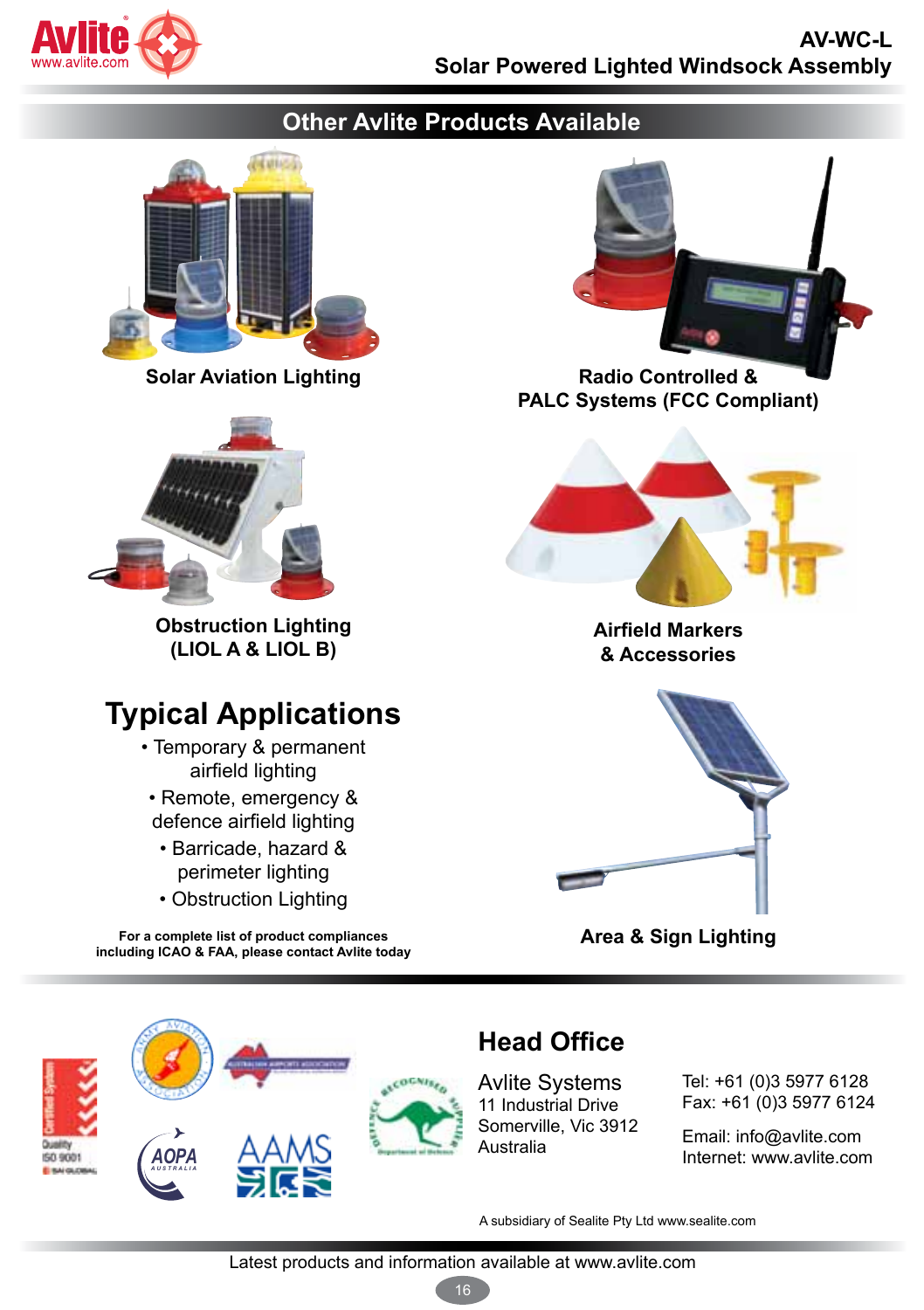## Other Avlite Products Available

**Solar Aviation Lighting**

**Radio Controlled & PALC Systems (FCC Compliant)**

**Obstruction Lighting (LIOL A & LIOL B)**

**Airfield Markers & Accessories**

# Typical Applications

- Temporary & permanent airfield lighting
- Remote, emergency & defence airfield lighting
- Barricade, hazard & perimeter lighting
- Obstruction Lighting

**For a complete list of product compliances including ICAO & FAA, please contact Avlite today**

**Area & Sign Lighting**

## Head Office

Avlite Systems
11 Industrial Drive
Somerville, Vic 3912
Australia

Tel: +61 (0)3 5977 6128
Fax: +61 (0)3 5977 6124

Email: info@avlite.com
Internet: www.avlite.com

A subsidiary of Sealite Pty Ltd www.sealite.com

Latest products and information available at www.avlite.com